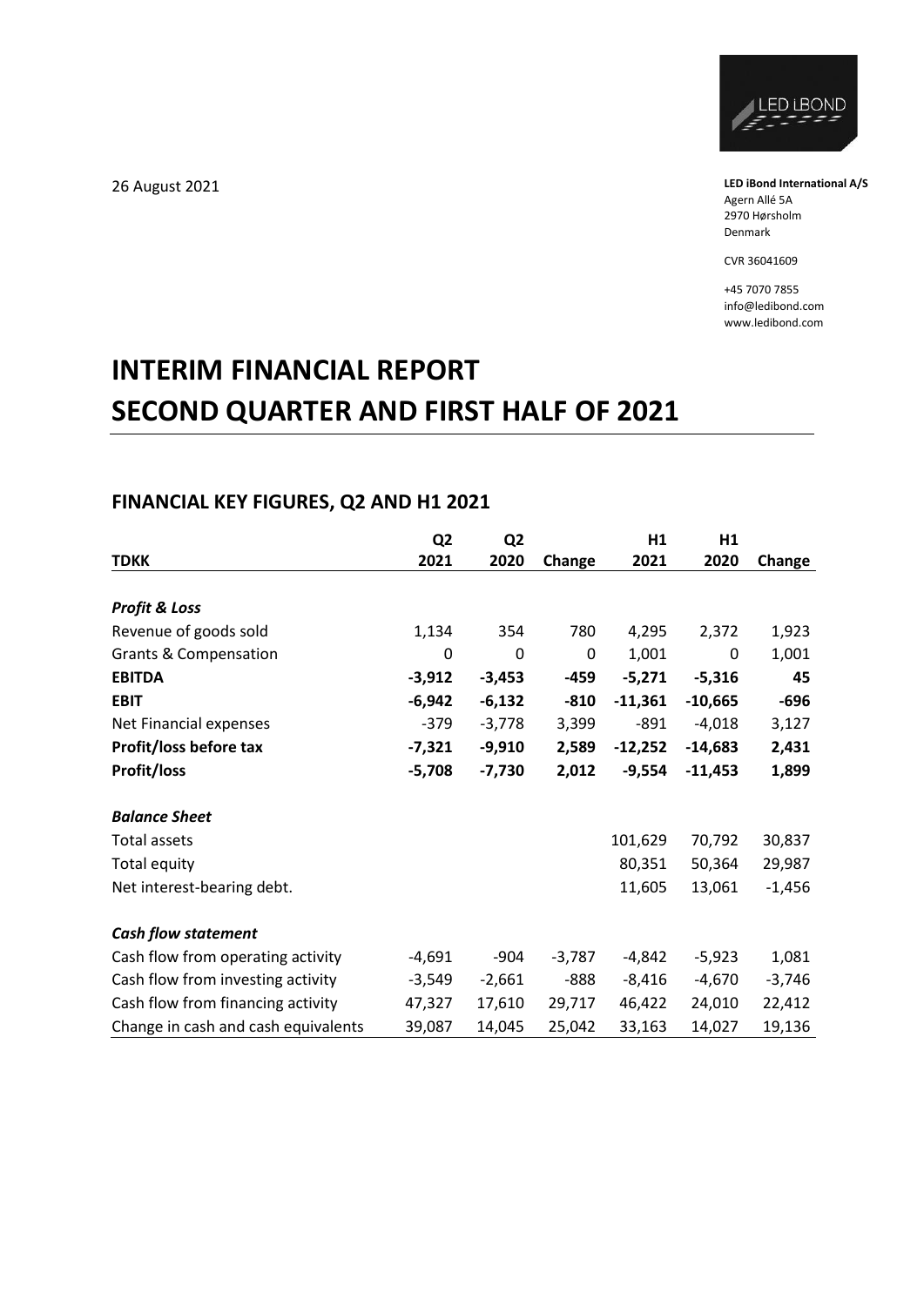26 August 2021

**LED iBond International A/S**
Agern Allé 5A
2970 Hørsholm
Denmark

CVR 36041609

+45 7070 7855
info@ledibond.com
www.ledibond.com

# INTERIM FINANCIAL REPORT
# SECOND QUARTER AND FIRST HALF OF 2021

## FINANCIAL KEY FIGURES, Q2 AND H1 2021

| TDKK | Q2 2021 | Q2 2020 | Change | H1 2021 | H1 2020 | Change |
|---|---|---|---|---|---|---|
| ***Profit & Loss*** | | | | | | |
| Revenue of goods sold | 1,134 | 354 | 780 | 4,295 | 2,372 | 1,923 |
| Grants & Compensation | 0 | 0 | 0 | 1,001 | 0 | 1,001 |
| **EBITDA** | **-3,912** | **-3,453** | **-459** | **-5,271** | **-5,316** | **45** |
| **EBIT** | **-6,942** | **-6,132** | **-810** | **-11,361** | **-10,665** | **-696** |
| Net Financial expenses | -379 | -3,778 | 3,399 | -891 | -4,018 | 3,127 |
| **Profit/loss before tax** | **-7,321** | **-9,910** | **2,589** | **-12,252** | **-14,683** | **2,431** |
| **Profit/loss** | **-5,708** | **-7,730** | **2,012** | **-9,554** | **-11,453** | **1,899** |
| ***Balance Sheet*** | | | | | | |
| Total assets | | | | 101,629 | 70,792 | 30,837 |
| Total equity | | | | 80,351 | 50,364 | 29,987 |
| Net interest-bearing debt. | | | | 11,605 | 13,061 | -1,456 |
| ***Cash flow statement*** | | | | | | |
| Cash flow from operating activity | -4,691 | -904 | -3,787 | -4,842 | -5,923 | 1,081 |
| Cash flow from investing activity | -3,549 | -2,661 | -888 | -8,416 | -4,670 | -3,746 |
| Cash flow from financing activity | 47,327 | 17,610 | 29,717 | 46,422 | 24,010 | 22,412 |
| Change in cash and cash equivalents | 39,087 | 14,045 | 25,042 | 33,163 | 14,027 | 19,136 |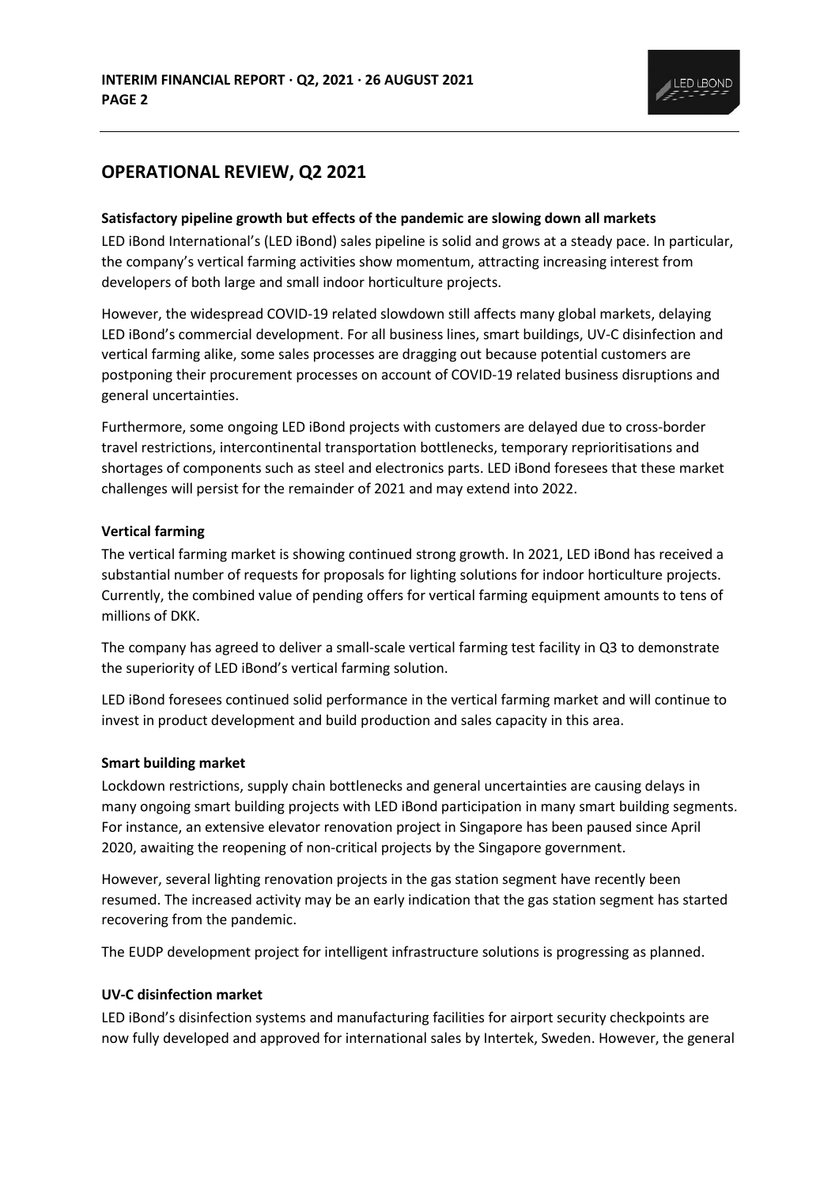## OPERATIONAL REVIEW, Q2 2021

**Satisfactory pipeline growth but effects of the pandemic are slowing down all markets**

LED iBond International's (LED iBond) sales pipeline is solid and grows at a steady pace. In particular, the company's vertical farming activities show momentum, attracting increasing interest from developers of both large and small indoor horticulture projects.

However, the widespread COVID-19 related slowdown still affects many global markets, delaying LED iBond's commercial development. For all business lines, smart buildings, UV-C disinfection and vertical farming alike, some sales processes are dragging out because potential customers are postponing their procurement processes on account of COVID-19 related business disruptions and general uncertainties.

Furthermore, some ongoing LED iBond projects with customers are delayed due to cross-border travel restrictions, intercontinental transportation bottlenecks, temporary reprioritisations and shortages of components such as steel and electronics parts. LED iBond foresees that these market challenges will persist for the remainder of 2021 and may extend into 2022.

**Vertical farming**

The vertical farming market is showing continued strong growth. In 2021, LED iBond has received a substantial number of requests for proposals for lighting solutions for indoor horticulture projects. Currently, the combined value of pending offers for vertical farming equipment amounts to tens of millions of DKK.

The company has agreed to deliver a small-scale vertical farming test facility in Q3 to demonstrate the superiority of LED iBond's vertical farming solution.

LED iBond foresees continued solid performance in the vertical farming market and will continue to invest in product development and build production and sales capacity in this area.

**Smart building market**

Lockdown restrictions, supply chain bottlenecks and general uncertainties are causing delays in many ongoing smart building projects with LED iBond participation in many smart building segments. For instance, an extensive elevator renovation project in Singapore has been paused since April 2020, awaiting the reopening of non-critical projects by the Singapore government.

However, several lighting renovation projects in the gas station segment have recently been resumed. The increased activity may be an early indication that the gas station segment has started recovering from the pandemic.

The EUDP development project for intelligent infrastructure solutions is progressing as planned.

**UV-C disinfection market**

LED iBond's disinfection systems and manufacturing facilities for airport security checkpoints are now fully developed and approved for international sales by Intertek, Sweden. However, the general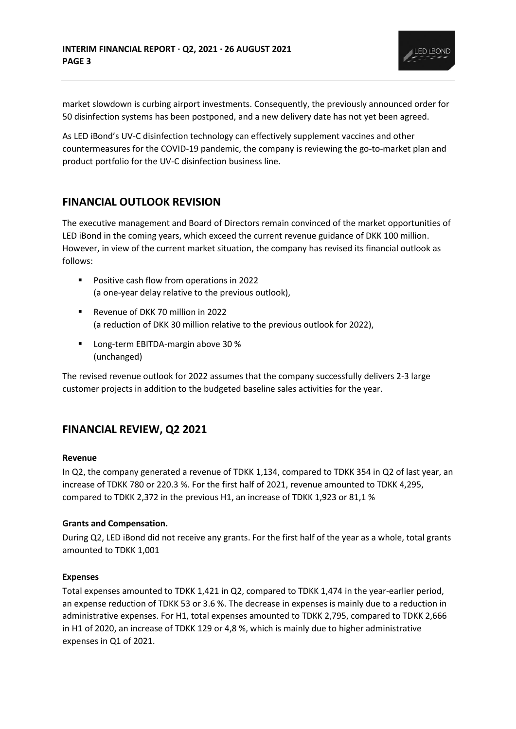market slowdown is curbing airport investments. Consequently, the previously announced order for 50 disinfection systems has been postponed, and a new delivery date has not yet been agreed.

As LED iBond's UV-C disinfection technology can effectively supplement vaccines and other countermeasures for the COVID-19 pandemic, the company is reviewing the go-to-market plan and product portfolio for the UV-C disinfection business line.

## FINANCIAL OUTLOOK REVISION

The executive management and Board of Directors remain convinced of the market opportunities of LED iBond in the coming years, which exceed the current revenue guidance of DKK 100 million. However, in view of the current market situation, the company has revised its financial outlook as follows:

- Positive cash flow from operations in 2022 (a one-year delay relative to the previous outlook),
- Revenue of DKK 70 million in 2022 (a reduction of DKK 30 million relative to the previous outlook for 2022),
- Long-term EBITDA-margin above 30 % (unchanged)

The revised revenue outlook for 2022 assumes that the company successfully delivers 2-3 large customer projects in addition to the budgeted baseline sales activities for the year.

## FINANCIAL REVIEW, Q2 2021

**Revenue**

In Q2, the company generated a revenue of TDKK 1,134, compared to TDKK 354 in Q2 of last year, an increase of TDKK 780 or 220.3 %. For the first half of 2021, revenue amounted to TDKK 4,295, compared to TDKK 2,372 in the previous H1, an increase of TDKK 1,923 or 81,1 %

**Grants and Compensation.**

During Q2, LED iBond did not receive any grants. For the first half of the year as a whole, total grants amounted to TDKK 1,001

**Expenses**

Total expenses amounted to TDKK 1,421 in Q2, compared to TDKK 1,474 in the year-earlier period, an expense reduction of TDKK 53 or 3.6 %. The decrease in expenses is mainly due to a reduction in administrative expenses. For H1, total expenses amounted to TDKK 2,795, compared to TDKK 2,666 in H1 of 2020, an increase of TDKK 129 or 4,8 %, which is mainly due to higher administrative expenses in Q1 of 2021.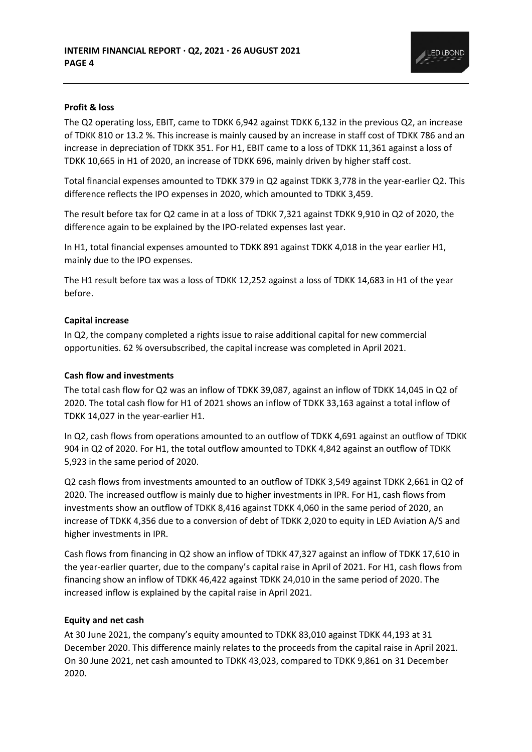**Profit & loss**

The Q2 operating loss, EBIT, came to TDKK 6,942 against TDKK 6,132 in the previous Q2, an increase of TDKK 810 or 13.2 %. This increase is mainly caused by an increase in staff cost of TDKK 786 and an increase in depreciation of TDKK 351. For H1, EBIT came to a loss of TDKK 11,361 against a loss of TDKK 10,665 in H1 of 2020, an increase of TDKK 696, mainly driven by higher staff cost.

Total financial expenses amounted to TDKK 379 in Q2 against TDKK 3,778 in the year-earlier Q2. This difference reflects the IPO expenses in 2020, which amounted to TDKK 3,459.

The result before tax for Q2 came in at a loss of TDKK 7,321 against TDKK 9,910 in Q2 of 2020, the difference again to be explained by the IPO-related expenses last year.

In H1, total financial expenses amounted to TDKK 891 against TDKK 4,018 in the year earlier H1, mainly due to the IPO expenses.

The H1 result before tax was a loss of TDKK 12,252 against a loss of TDKK 14,683 in H1 of the year before.

**Capital increase**

In Q2, the company completed a rights issue to raise additional capital for new commercial opportunities. 62 % oversubscribed, the capital increase was completed in April 2021.

**Cash flow and investments**

The total cash flow for Q2 was an inflow of TDKK 39,087, against an inflow of TDKK 14,045 in Q2 of 2020. The total cash flow for H1 of 2021 shows an inflow of TDKK 33,163 against a total inflow of TDKK 14,027 in the year-earlier H1.

In Q2, cash flows from operations amounted to an outflow of TDKK 4,691 against an outflow of TDKK 904 in Q2 of 2020. For H1, the total outflow amounted to TDKK 4,842 against an outflow of TDKK 5,923 in the same period of 2020.

Q2 cash flows from investments amounted to an outflow of TDKK 3,549 against TDKK 2,661 in Q2 of 2020. The increased outflow is mainly due to higher investments in IPR. For H1, cash flows from investments show an outflow of TDKK 8,416 against TDKK 4,060 in the same period of 2020, an increase of TDKK 4,356 due to a conversion of debt of TDKK 2,020 to equity in LED Aviation A/S and higher investments in IPR.

Cash flows from financing in Q2 show an inflow of TDKK 47,327 against an inflow of TDKK 17,610 in the year-earlier quarter, due to the company's capital raise in April of 2021. For H1, cash flows from financing show an inflow of TDKK 46,422 against TDKK 24,010 in the same period of 2020. The increased inflow is explained by the capital raise in April 2021.

**Equity and net cash**

At 30 June 2021, the company's equity amounted to TDKK 83,010 against TDKK 44,193 at 31 December 2020. This difference mainly relates to the proceeds from the capital raise in April 2021. On 30 June 2021, net cash amounted to TDKK 43,023, compared to TDKK 9,861 on 31 December 2020.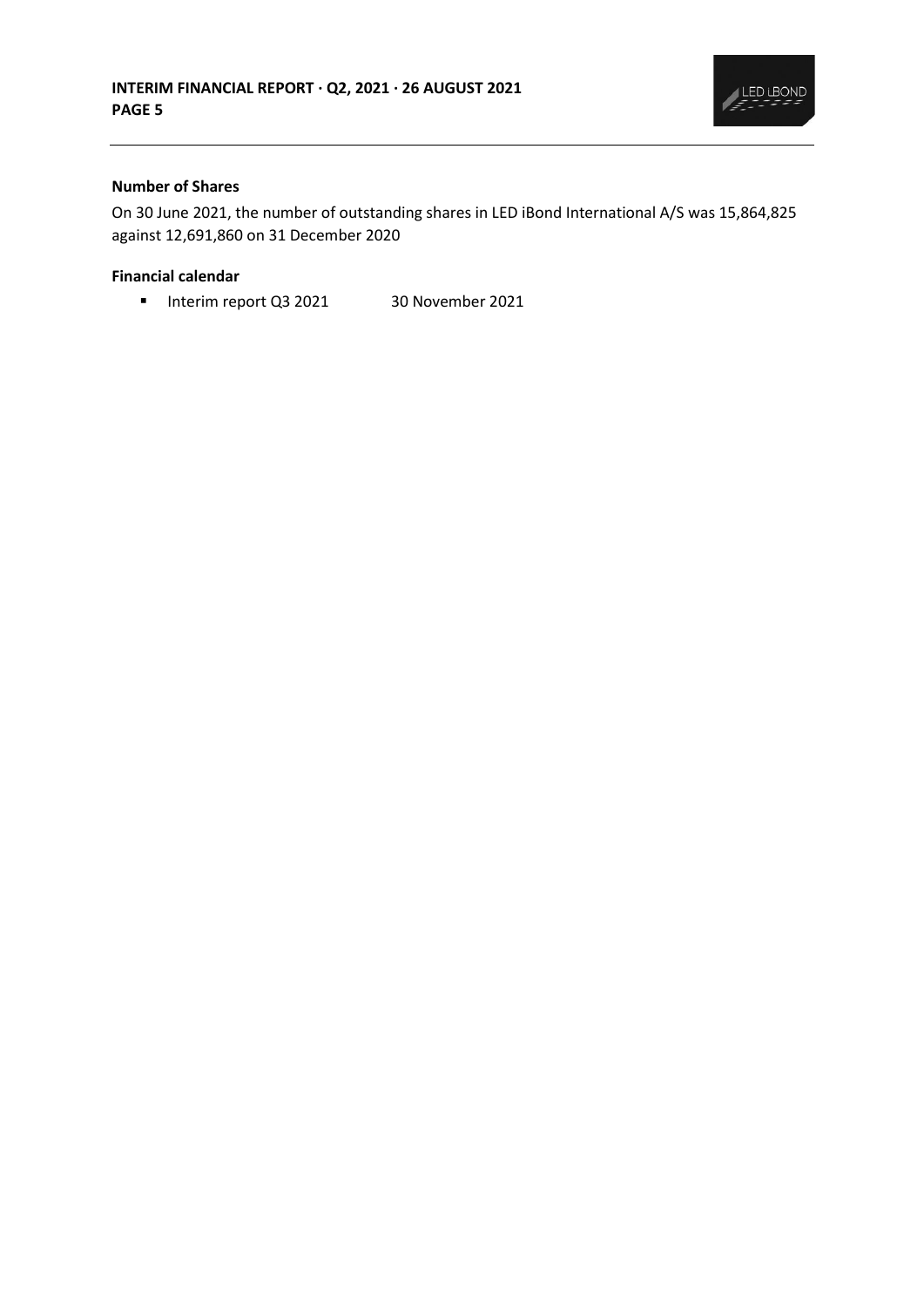**Number of Shares**

On 30 June 2021, the number of outstanding shares in LED iBond International A/S was 15,864,825 against 12,691,860 on 31 December 2020

**Financial calendar**

- Interim report Q3 2021 30 November 2021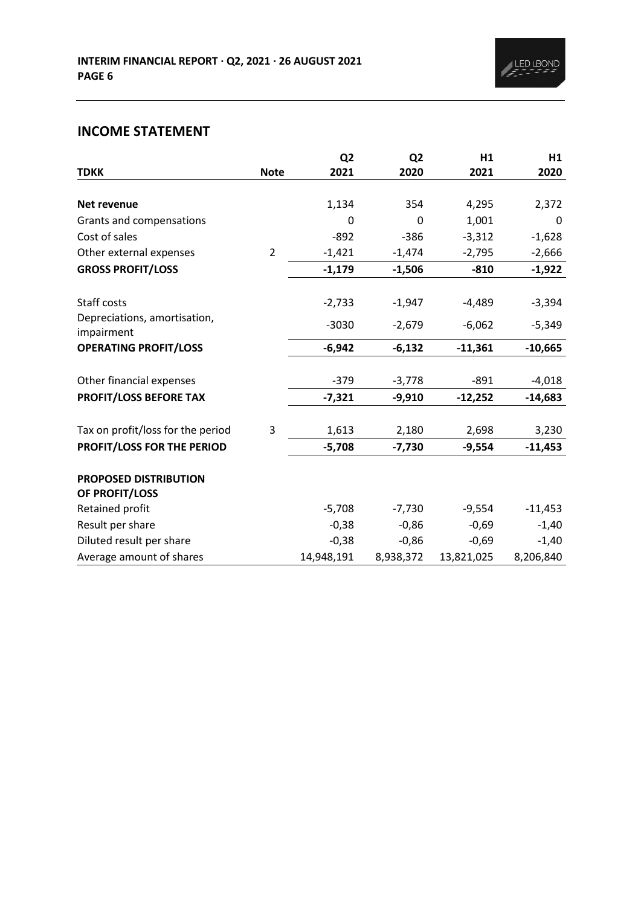## INCOME STATEMENT

| TDKK | Note | Q2 2021 | Q2 2020 | H1 2021 | H1 2020 |
|---|---|---|---|---|---|
| **Net revenue** | | 1,134 | 354 | 4,295 | 2,372 |
| Grants and compensations | | 0 | 0 | 1,001 | 0 |
| Cost of sales | | -892 | -386 | -3,312 | -1,628 |
| Other external expenses | 2 | -1,421 | -1,474 | -2,795 | -2,666 |
| **GROSS PROFIT/LOSS** | | **-1,179** | **-1,506** | **-810** | **-1,922** |
| Staff costs | | -2,733 | -1,947 | -4,489 | -3,394 |
| Depreciations, amortisation, impairment | | -3030 | -2,679 | -6,062 | -5,349 |
| **OPERATING PROFIT/LOSS** | | **-6,942** | **-6,132** | **-11,361** | **-10,665** |
| Other financial expenses | | -379 | -3,778 | -891 | -4,018 |
| **PROFIT/LOSS BEFORE TAX** | | **-7,321** | **-9,910** | **-12,252** | **-14,683** |
| Tax on profit/loss for the period | 3 | 1,613 | 2,180 | 2,698 | 3,230 |
| **PROFIT/LOSS FOR THE PERIOD** | | **-5,708** | **-7,730** | **-9,554** | **-11,453** |
| **PROPOSED DISTRIBUTION OF PROFIT/LOSS** | | | | | |
| Retained profit | | -5,708 | -7,730 | -9,554 | -11,453 |
| Result per share | | -0,38 | -0,86 | -0,69 | -1,40 |
| Diluted result per share | | -0,38 | -0,86 | -0,69 | -1,40 |
| Average amount of shares | | 14,948,191 | 8,938,372 | 13,821,025 | 8,206,840 |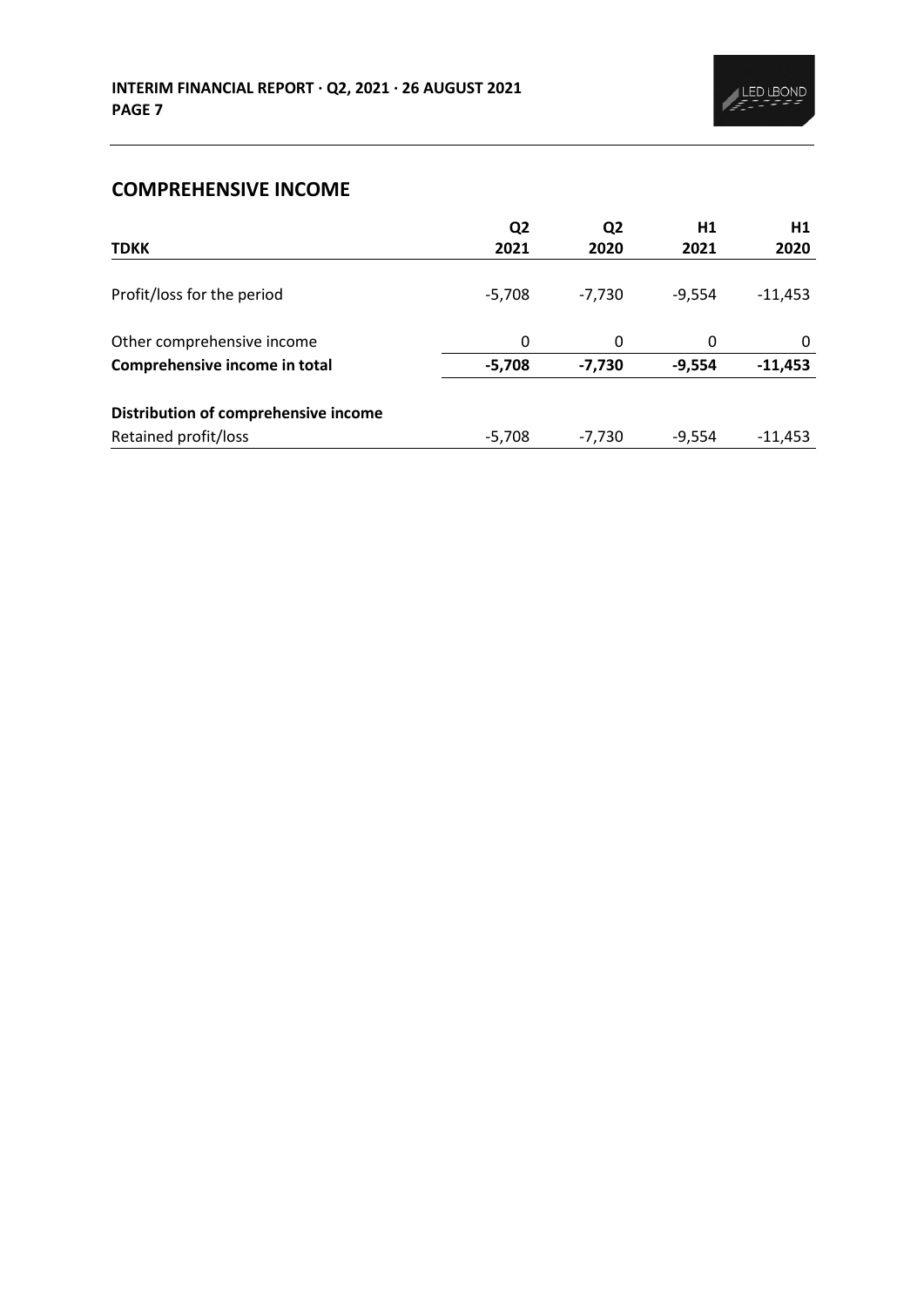## COMPREHENSIVE INCOME

| TDKK | Q2 2021 | Q2 2020 | H1 2021 | H1 2020 |
|---|---|---|---|---|
| Profit/loss for the period | -5,708 | -7,730 | -9,554 | -11,453 |
| Other comprehensive income | 0 | 0 | 0 | 0 |
| **Comprehensive income in total** | **-5,708** | **-7,730** | **-9,554** | **-11,453** |
| **Distribution of comprehensive income** | | | | |
| Retained profit/loss | -5,708 | -7,730 | -9,554 | -11,453 |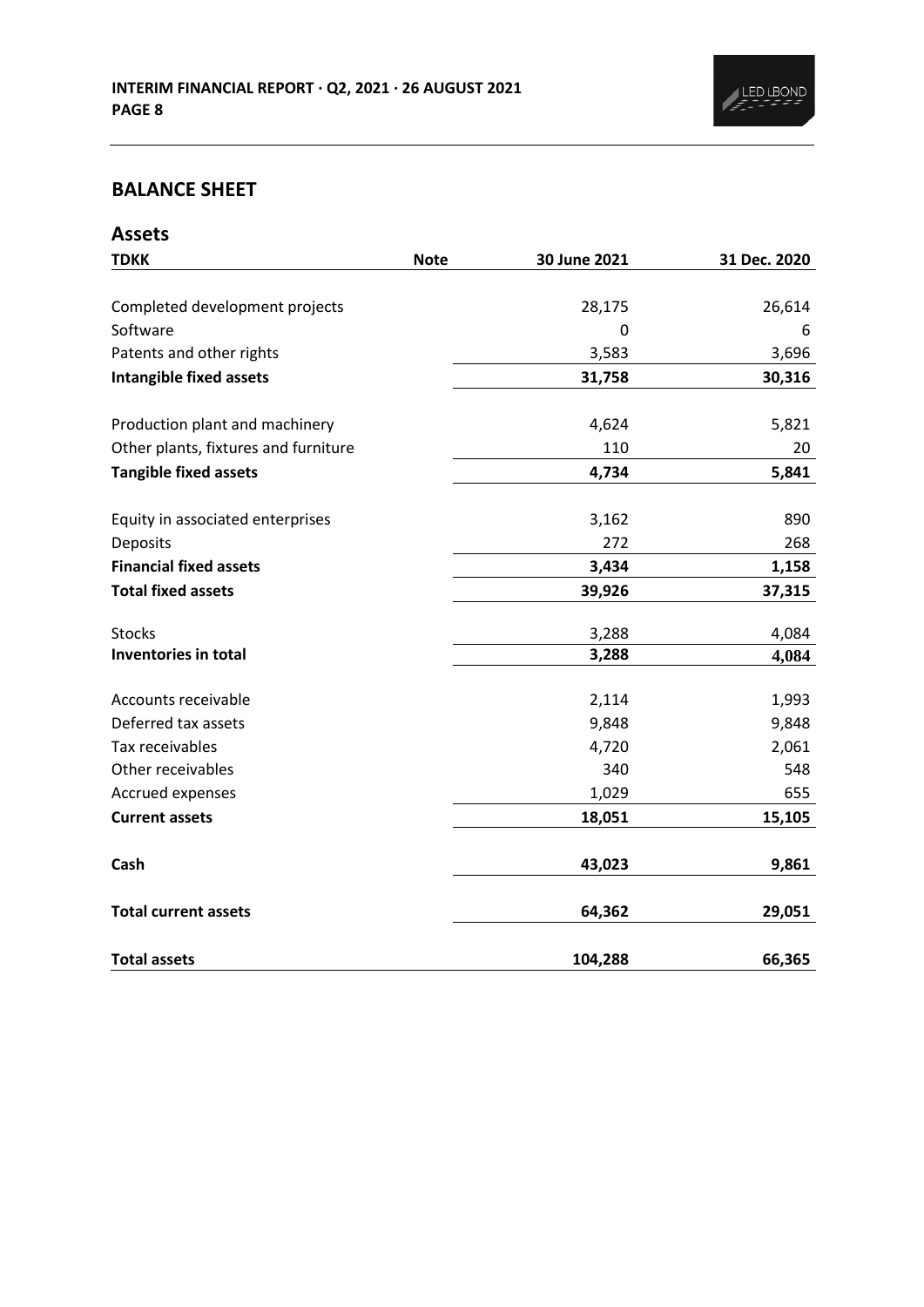## BALANCE SHEET

### Assets

| TDKK | Note | 30 June 2021 | 31 Dec. 2020 |
|---|---|---|---|
| Completed development projects | | 28,175 | 26,614 |
| Software | | 0 | 6 |
| Patents and other rights | | 3,583 | 3,696 |
| **Intangible fixed assets** | | **31,758** | **30,316** |
| Production plant and machinery | | 4,624 | 5,821 |
| Other plants, fixtures and furniture | | 110 | 20 |
| **Tangible fixed assets** | | **4,734** | **5,841** |
| Equity in associated enterprises | | 3,162 | 890 |
| Deposits | | 272 | 268 |
| **Financial fixed assets** | | **3,434** | **1,158** |
| **Total fixed assets** | | **39,926** | **37,315** |
| Stocks | | 3,288 | 4,084 |
| **Inventories in total** | | **3,288** | **4,084** |
| Accounts receivable | | 2,114 | 1,993 |
| Deferred tax assets | | 9,848 | 9,848 |
| Tax receivables | | 4,720 | 2,061 |
| Other receivables | | 340 | 548 |
| Accrued expenses | | 1,029 | 655 |
| **Current assets** | | **18,051** | **15,105** |
| **Cash** | | **43,023** | **9,861** |
| **Total current assets** | | **64,362** | **29,051** |
| **Total assets** | | **104,288** | **66,365** |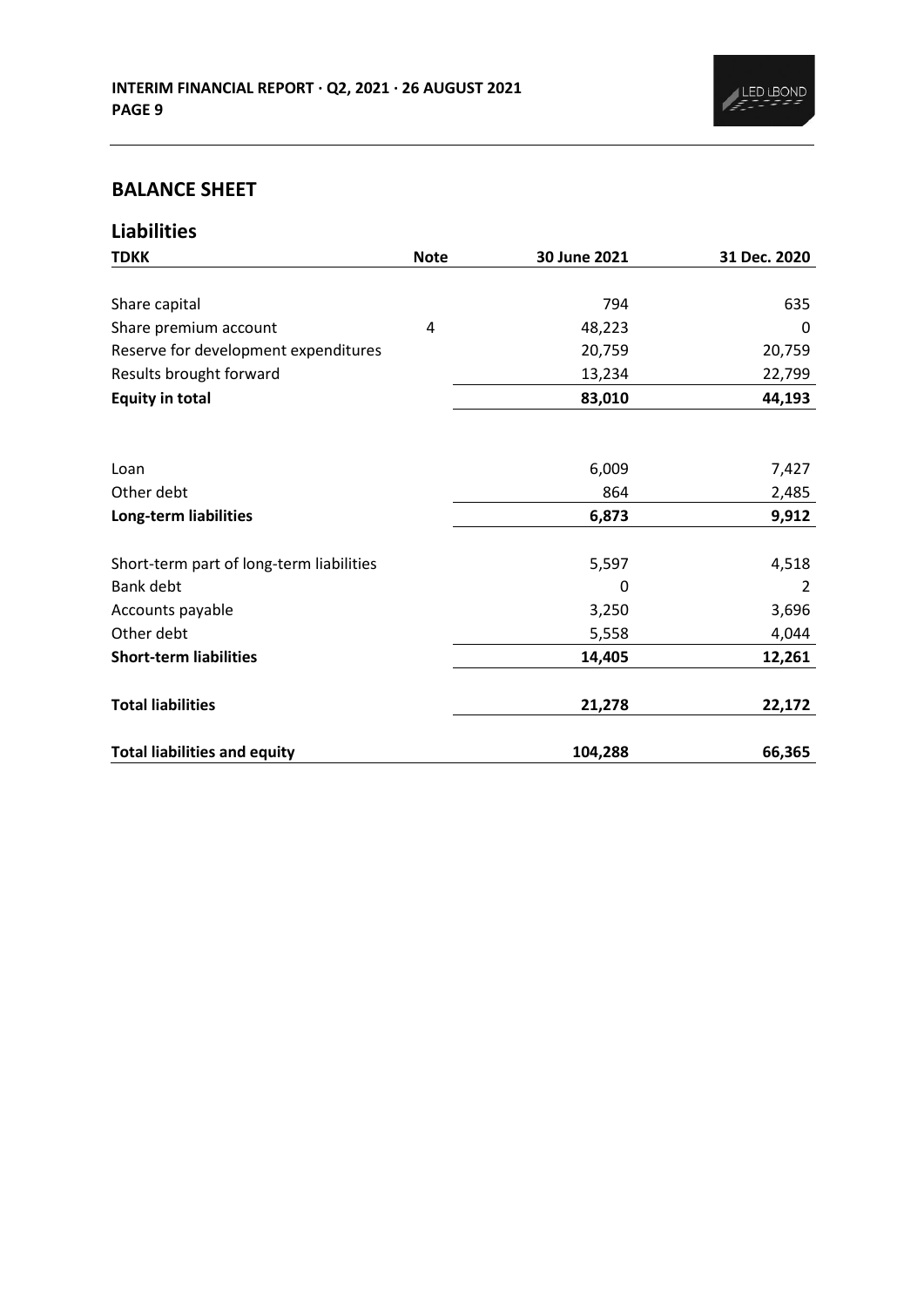## BALANCE SHEET

### Liabilities

| TDKK | Note | 30 June 2021 | 31 Dec. 2020 |
|---|---|---|---|
| Share capital | | 794 | 635 |
| Share premium account | 4 | 48,223 | 0 |
| Reserve for development expenditures | | 20,759 | 20,759 |
| Results brought forward | | 13,234 | 22,799 |
| **Equity in total** | | **83,010** | **44,193** |
| | | | |
| Loan | | 6,009 | 7,427 |
| Other debt | | 864 | 2,485 |
| **Long-term liabilities** | | **6,873** | **9,912** |
| | | | |
| Short-term part of long-term liabilities | | 5,597 | 4,518 |
| Bank debt | | 0 | 2 |
| Accounts payable | | 3,250 | 3,696 |
| Other debt | | 5,558 | 4,044 |
| **Short-term liabilities** | | **14,405** | **12,261** |
| | | | |
| **Total liabilities** | | **21,278** | **22,172** |
| | | | |
| **Total liabilities and equity** | | **104,288** | **66,365** |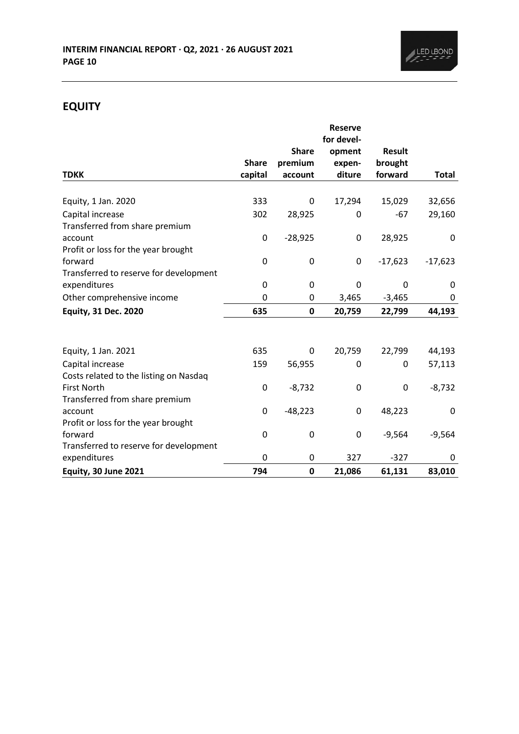## EQUITY

| TDKK | Share capital | Share premium account | Reserve for development expenditure | Result brought forward | Total |
|---|---|---|---|---|---|
| Equity, 1 Jan. 2020 | 333 | 0 | 17,294 | 15,029 | 32,656 |
| Capital increase | 302 | 28,925 | 0 | -67 | 29,160 |
| Transferred from share premium account | 0 | -28,925 | 0 | 28,925 | 0 |
| Profit or loss for the year brought forward | 0 | 0 | 0 | -17,623 | -17,623 |
| Transferred to reserve for development expenditures | 0 | 0 | 0 | 0 | 0 |
| Other comprehensive income | 0 | 0 | 3,465 | -3,465 | 0 |
| **Equity, 31 Dec. 2020** | **635** | **0** | **20,759** | **22,799** | **44,193** |
| | | | | | |
| Equity, 1 Jan. 2021 | 635 | 0 | 20,759 | 22,799 | 44,193 |
| Capital increase | 159 | 56,955 | 0 | 0 | 57,113 |
| Costs related to the listing on Nasdaq First North | 0 | -8,732 | 0 | 0 | -8,732 |
| Transferred from share premium account | 0 | -48,223 | 0 | 48,223 | 0 |
| Profit or loss for the year brought forward | 0 | 0 | 0 | -9,564 | -9,564 |
| Transferred to reserve for development expenditures | 0 | 0 | 327 | -327 | 0 |
| **Equity, 30 June 2021** | **794** | **0** | **21,086** | **61,131** | **83,010** |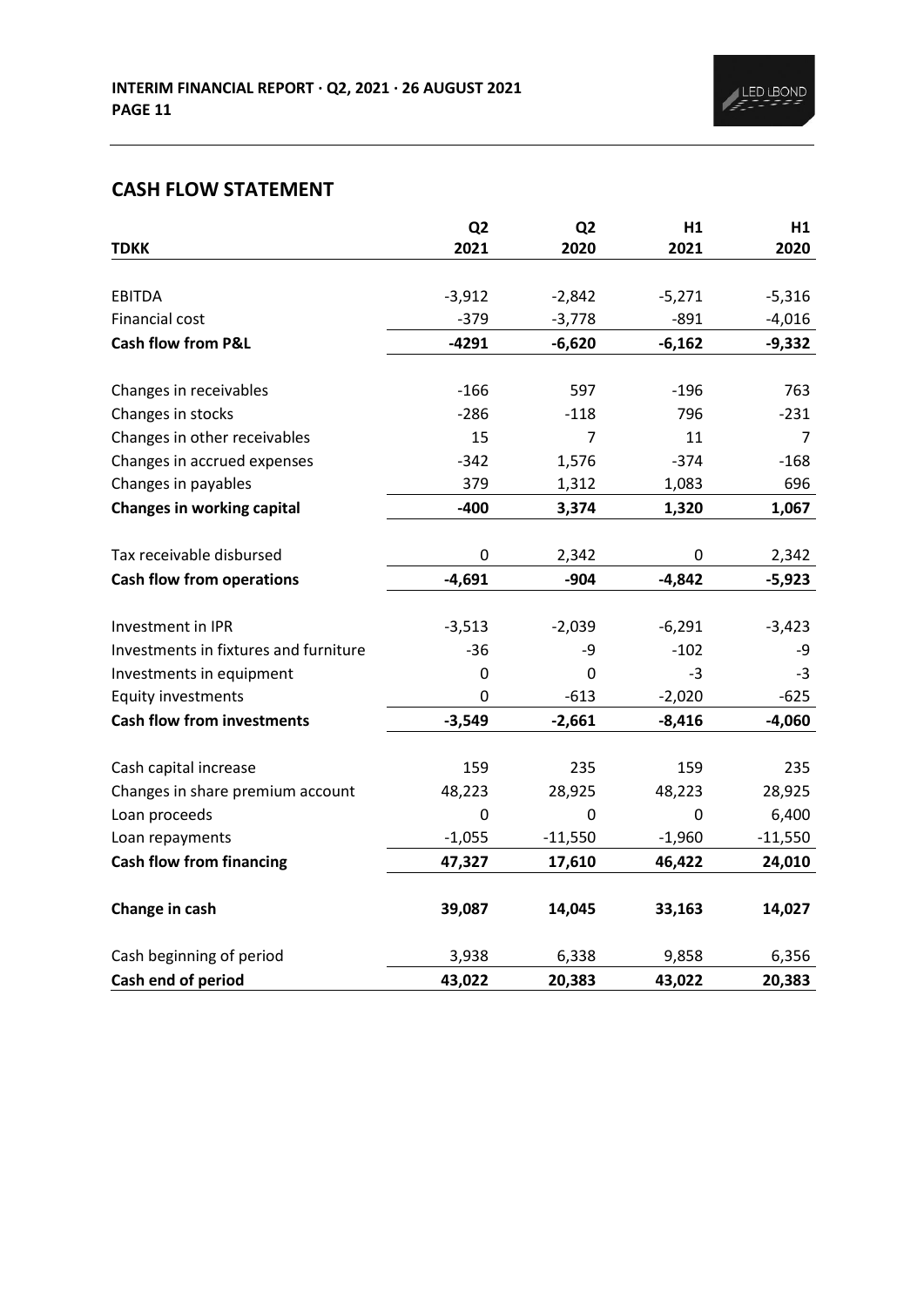## CASH FLOW STATEMENT

| TDKK | Q2 2021 | Q2 2020 | H1 2021 | H1 2020 |
|---|---|---|---|---|
| EBITDA | -3,912 | -2,842 | -5,271 | -5,316 |
| Financial cost | -379 | -3,778 | -891 | -4,016 |
| **Cash flow from P&L** | **-4291** | **-6,620** | **-6,162** | **-9,332** |
| Changes in receivables | -166 | 597 | -196 | 763 |
| Changes in stocks | -286 | -118 | 796 | -231 |
| Changes in other receivables | 15 | 7 | 11 | 7 |
| Changes in accrued expenses | -342 | 1,576 | -374 | -168 |
| Changes in payables | 379 | 1,312 | 1,083 | 696 |
| **Changes in working capital** | **-400** | **3,374** | **1,320** | **1,067** |
| Tax receivable disbursed | 0 | 2,342 | 0 | 2,342 |
| **Cash flow from operations** | **-4,691** | **-904** | **-4,842** | **-5,923** |
| Investment in IPR | -3,513 | -2,039 | -6,291 | -3,423 |
| Investments in fixtures and furniture | -36 | -9 | -102 | -9 |
| Investments in equipment | 0 | 0 | -3 | -3 |
| Equity investments | 0 | -613 | -2,020 | -625 |
| **Cash flow from investments** | **-3,549** | **-2,661** | **-8,416** | **-4,060** |
| Cash capital increase | 159 | 235 | 159 | 235 |
| Changes in share premium account | 48,223 | 28,925 | 48,223 | 28,925 |
| Loan proceeds | 0 | 0 | 0 | 6,400 |
| Loan repayments | -1,055 | -11,550 | -1,960 | -11,550 |
| **Cash flow from financing** | **47,327** | **17,610** | **46,422** | **24,010** |
| **Change in cash** | **39,087** | **14,045** | **33,163** | **14,027** |
| Cash beginning of period | 3,938 | 6,338 | 9,858 | 6,356 |
| **Cash end of period** | **43,022** | **20,383** | **43,022** | **20,383** |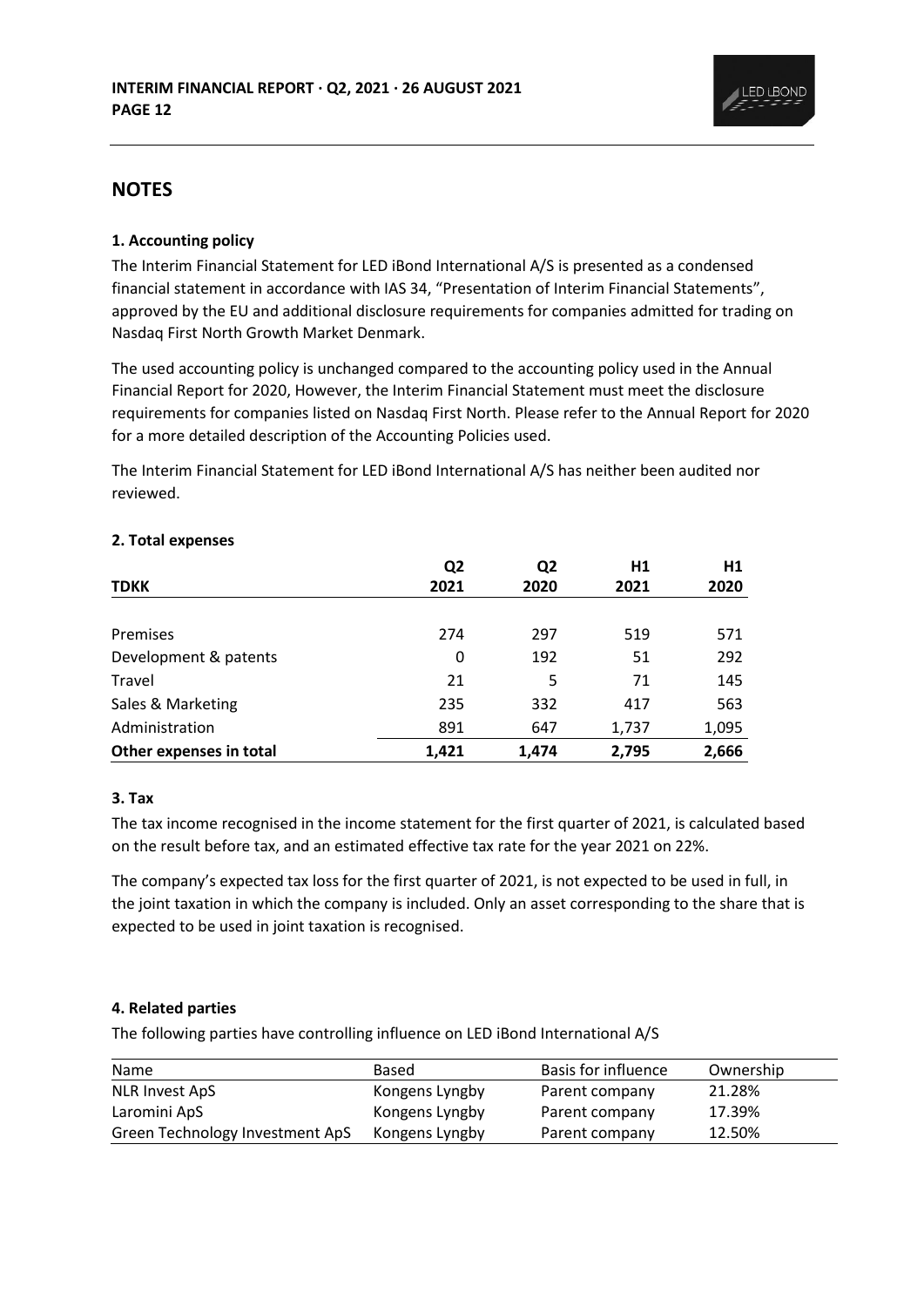## NOTES

### 1. Accounting policy

The Interim Financial Statement for LED iBond International A/S is presented as a condensed financial statement in accordance with IAS 34, "Presentation of Interim Financial Statements", approved by the EU and additional disclosure requirements for companies admitted for trading on Nasdaq First North Growth Market Denmark.

The used accounting policy is unchanged compared to the accounting policy used in the Annual Financial Report for 2020, However, the Interim Financial Statement must meet the disclosure requirements for companies listed on Nasdaq First North. Please refer to the Annual Report for 2020 for a more detailed description of the Accounting Policies used.

The Interim Financial Statement for LED iBond International A/S has neither been audited nor reviewed.

### 2. Total expenses

| TDKK | Q2 2021 | Q2 2020 | H1 2021 | H1 2020 |
|---|---|---|---|---|
| Premises | 274 | 297 | 519 | 571 |
| Development & patents | 0 | 192 | 51 | 292 |
| Travel | 21 | 5 | 71 | 145 |
| Sales & Marketing | 235 | 332 | 417 | 563 |
| Administration | 891 | 647 | 1,737 | 1,095 |
| **Other expenses in total** | **1,421** | **1,474** | **2,795** | **2,666** |

### 3. Tax

The tax income recognised in the income statement for the first quarter of 2021, is calculated based on the result before tax, and an estimated effective tax rate for the year 2021 on 22%.

The company's expected tax loss for the first quarter of 2021, is not expected to be used in full, in the joint taxation in which the company is included. Only an asset corresponding to the share that is expected to be used in joint taxation is recognised.

### 4. Related parties

The following parties have controlling influence on LED iBond International A/S

| Name | Based | Basis for influence | Ownership |
|---|---|---|---|
| NLR Invest ApS | Kongens Lyngby | Parent company | 21.28% |
| Laromini ApS | Kongens Lyngby | Parent company | 17.39% |
| Green Technology Investment ApS | Kongens Lyngby | Parent company | 12.50% |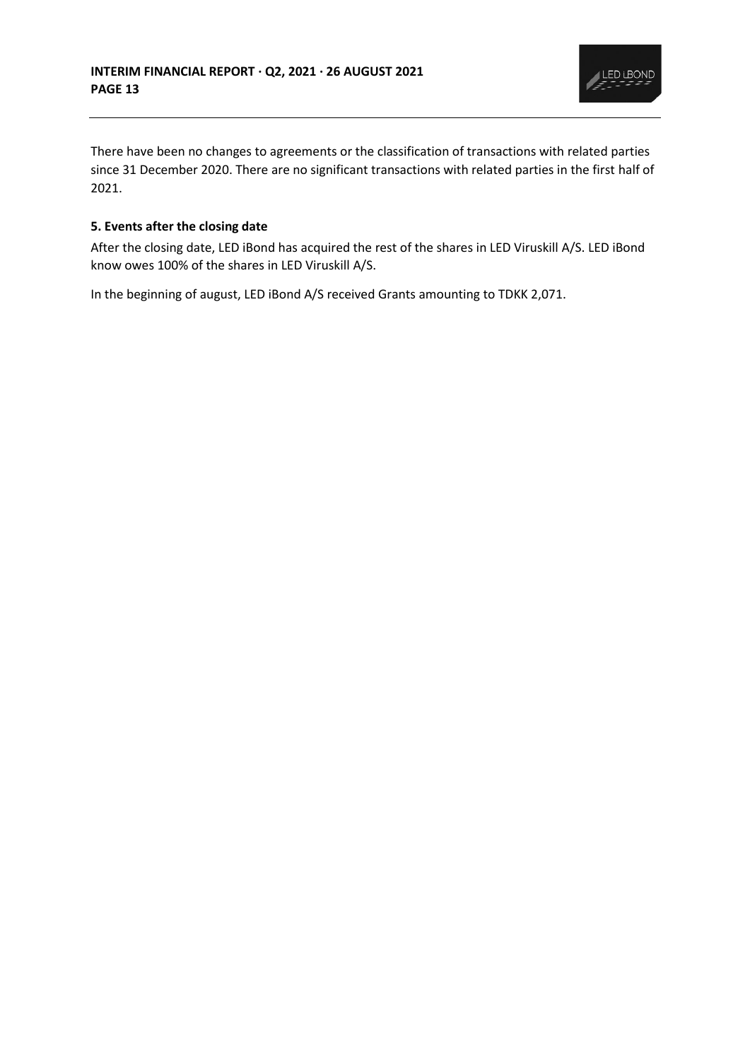There have been no changes to agreements or the classification of transactions with related parties since 31 December 2020. There are no significant transactions with related parties in the first half of 2021.

### 5. Events after the closing date

After the closing date, LED iBond has acquired the rest of the shares in LED Viruskill A/S. LED iBond know owes 100% of the shares in LED Viruskill A/S.

In the beginning of august, LED iBond A/S received Grants amounting to TDKK 2,071.